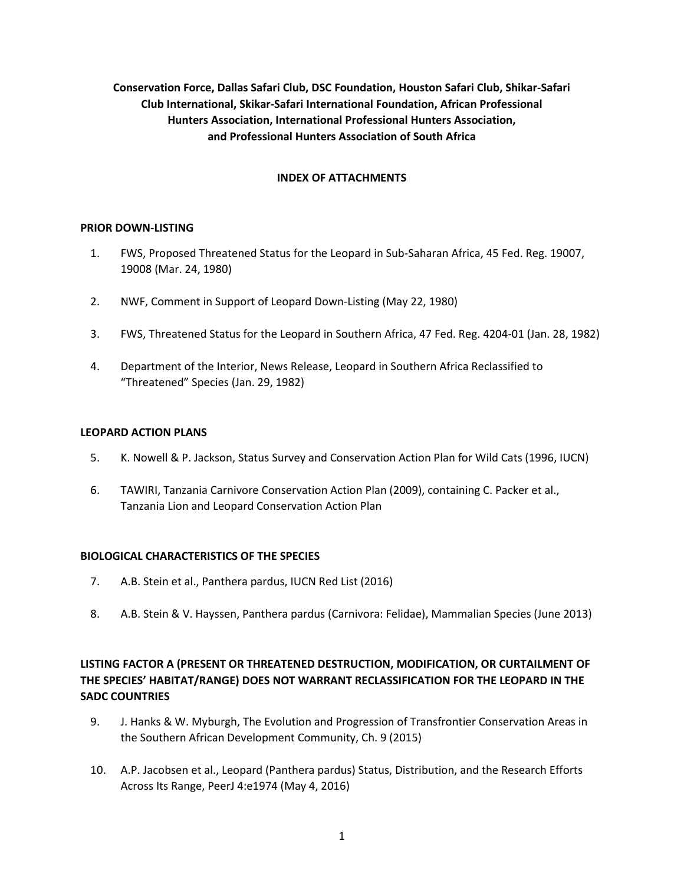**Conservation Force, Dallas Safari Club, DSC Foundation, Houston Safari Club, Shikar-Safari Club International, Skikar-Safari International Foundation, African Professional Hunters Association, International Professional Hunters Association, and Professional Hunters Association of South Africa**

**INDEX OF ATTACHMENTS**

**PRIOR DOWN-LISTING**

1. FWS, Proposed Threatened Status for the Leopard in Sub-Saharan Africa, 45 Fed. Reg. 19007, 19008 (Mar. 24, 1980)

2. NWF, Comment in Support of Leopard Down-Listing (May 22, 1980)

3. FWS, Threatened Status for the Leopard in Southern Africa, 47 Fed. Reg. 4204-01 (Jan. 28, 1982)

4. Department of the Interior, News Release, Leopard in Southern Africa Reclassified to "Threatened" Species (Jan. 29, 1982)

**LEOPARD ACTION PLANS**

5. K. Nowell & P. Jackson, Status Survey and Conservation Action Plan for Wild Cats (1996, IUCN)

6. TAWIRI, Tanzania Carnivore Conservation Action Plan (2009), containing C. Packer et al., Tanzania Lion and Leopard Conservation Action Plan

**BIOLOGICAL CHARACTERISTICS OF THE SPECIES**

7. A.B. Stein et al., Panthera pardus, IUCN Red List (2016)

8. A.B. Stein & V. Hayssen, Panthera pardus (Carnivora: Felidae), Mammalian Species (June 2013)

**LISTING FACTOR A (PRESENT OR THREATENED DESTRUCTION, MODIFICATION, OR CURTAILMENT OF THE SPECIES' HABITAT/RANGE) DOES NOT WARRANT RECLASSIFICATION FOR THE LEOPARD IN THE SADC COUNTRIES**

9. J. Hanks & W. Myburgh, The Evolution and Progression of Transfrontier Conservation Areas in the Southern African Development Community, Ch. 9 (2015)

10. A.P. Jacobsen et al., Leopard (Panthera pardus) Status, Distribution, and the Research Efforts Across Its Range, PeerJ 4:e1974 (May 4, 2016)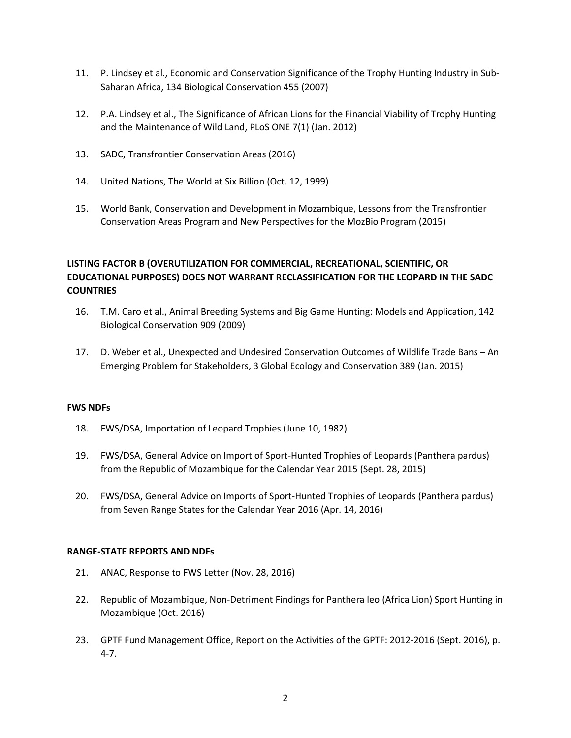11. P. Lindsey et al., Economic and Conservation Significance of the Trophy Hunting Industry in Sub-Saharan Africa, 134 Biological Conservation 455 (2007)

12. P.A. Lindsey et al., The Significance of African Lions for the Financial Viability of Trophy Hunting and the Maintenance of Wild Land, PLoS ONE 7(1) (Jan. 2012)

13. SADC, Transfrontier Conservation Areas (2016)

14. United Nations, The World at Six Billion (Oct. 12, 1999)

15. World Bank, Conservation and Development in Mozambique, Lessons from the Transfrontier Conservation Areas Program and New Perspectives for the MozBio Program (2015)

**LISTING FACTOR B (OVERUTILIZATION FOR COMMERCIAL, RECREATIONAL, SCIENTIFIC, OR EDUCATIONAL PURPOSES) DOES NOT WARRANT RECLASSIFICATION FOR THE LEOPARD IN THE SADC COUNTRIES**

16. T.M. Caro et al., Animal Breeding Systems and Big Game Hunting: Models and Application, 142 Biological Conservation 909 (2009)

17. D. Weber et al., Unexpected and Undesired Conservation Outcomes of Wildlife Trade Bans – An Emerging Problem for Stakeholders, 3 Global Ecology and Conservation 389 (Jan. 2015)

**FWS NDFs**

18. FWS/DSA, Importation of Leopard Trophies (June 10, 1982)

19. FWS/DSA, General Advice on Import of Sport-Hunted Trophies of Leopards (Panthera pardus) from the Republic of Mozambique for the Calendar Year 2015 (Sept. 28, 2015)

20. FWS/DSA, General Advice on Imports of Sport-Hunted Trophies of Leopards (Panthera pardus) from Seven Range States for the Calendar Year 2016 (Apr. 14, 2016)

**RANGE-STATE REPORTS AND NDFs**

21. ANAC, Response to FWS Letter (Nov. 28, 2016)

22. Republic of Mozambique, Non-Detriment Findings for Panthera leo (Africa Lion) Sport Hunting in Mozambique (Oct. 2016)

23. GPTF Fund Management Office, Report on the Activities of the GPTF: 2012-2016 (Sept. 2016), p. 4-7.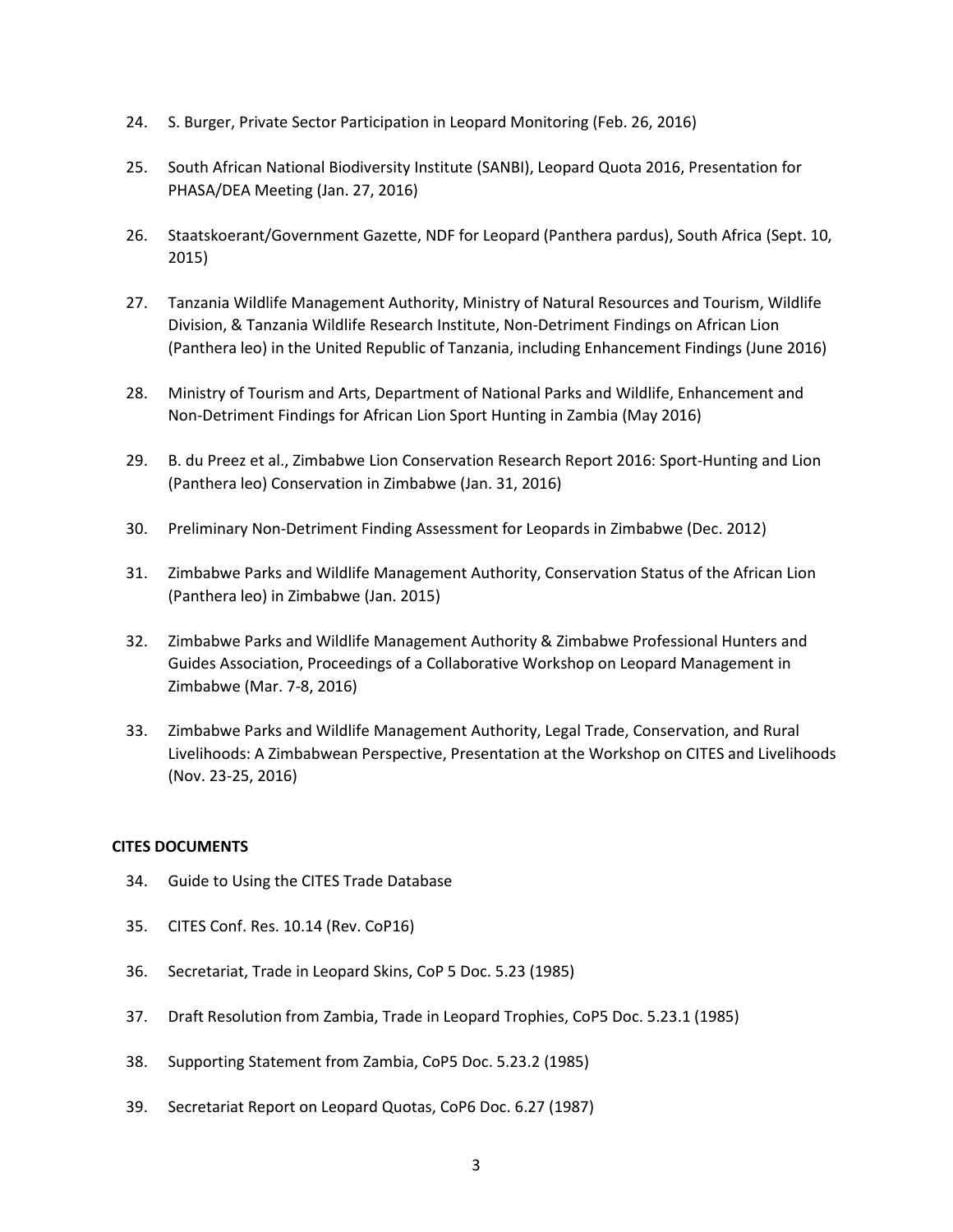24. S. Burger, Private Sector Participation in Leopard Monitoring (Feb. 26, 2016)

25. South African National Biodiversity Institute (SANBI), Leopard Quota 2016, Presentation for PHASA/DEA Meeting (Jan. 27, 2016)

26. Staatskoerant/Government Gazette, NDF for Leopard (Panthera pardus), South Africa (Sept. 10, 2015)

27. Tanzania Wildlife Management Authority, Ministry of Natural Resources and Tourism, Wildlife Division, & Tanzania Wildlife Research Institute, Non-Detriment Findings on African Lion (Panthera leo) in the United Republic of Tanzania, including Enhancement Findings (June 2016)

28. Ministry of Tourism and Arts, Department of National Parks and Wildlife, Enhancement and Non-Detriment Findings for African Lion Sport Hunting in Zambia (May 2016)

29. B. du Preez et al., Zimbabwe Lion Conservation Research Report 2016: Sport-Hunting and Lion (Panthera leo) Conservation in Zimbabwe (Jan. 31, 2016)

30. Preliminary Non-Detriment Finding Assessment for Leopards in Zimbabwe (Dec. 2012)

31. Zimbabwe Parks and Wildlife Management Authority, Conservation Status of the African Lion (Panthera leo) in Zimbabwe (Jan. 2015)

32. Zimbabwe Parks and Wildlife Management Authority & Zimbabwe Professional Hunters and Guides Association, Proceedings of a Collaborative Workshop on Leopard Management in Zimbabwe (Mar. 7-8, 2016)

33. Zimbabwe Parks and Wildlife Management Authority, Legal Trade, Conservation, and Rural Livelihoods: A Zimbabwean Perspective, Presentation at the Workshop on CITES and Livelihoods (Nov. 23-25, 2016)

**CITES DOCUMENTS**

34. Guide to Using the CITES Trade Database

35. CITES Conf. Res. 10.14 (Rev. CoP16)

36. Secretariat, Trade in Leopard Skins, CoP 5 Doc. 5.23 (1985)

37. Draft Resolution from Zambia, Trade in Leopard Trophies, CoP5 Doc. 5.23.1 (1985)

38. Supporting Statement from Zambia, CoP5 Doc. 5.23.2 (1985)

39. Secretariat Report on Leopard Quotas, CoP6 Doc. 6.27 (1987)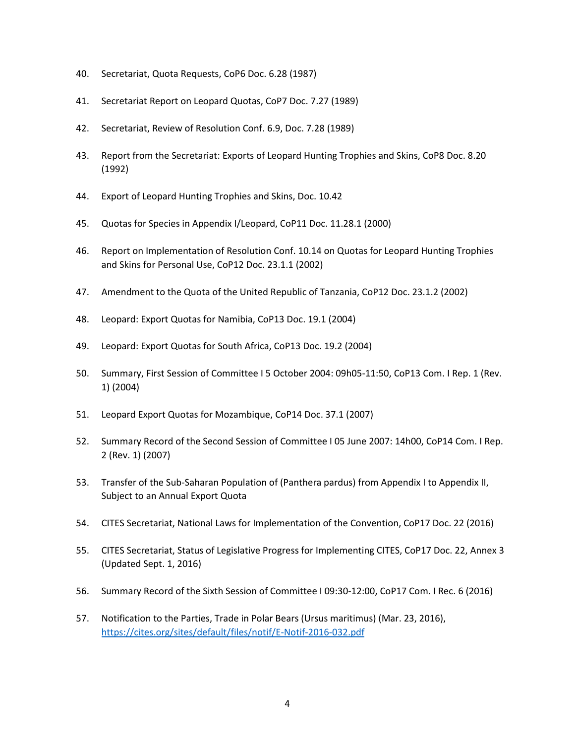40. Secretariat, Quota Requests, CoP6 Doc. 6.28 (1987)

41. Secretariat Report on Leopard Quotas, CoP7 Doc. 7.27 (1989)

42. Secretariat, Review of Resolution Conf. 6.9, Doc. 7.28 (1989)

43. Report from the Secretariat: Exports of Leopard Hunting Trophies and Skins, CoP8 Doc. 8.20 (1992)

44. Export of Leopard Hunting Trophies and Skins, Doc. 10.42

45. Quotas for Species in Appendix I/Leopard, CoP11 Doc. 11.28.1 (2000)

46. Report on Implementation of Resolution Conf. 10.14 on Quotas for Leopard Hunting Trophies and Skins for Personal Use, CoP12 Doc. 23.1.1 (2002)

47. Amendment to the Quota of the United Republic of Tanzania, CoP12 Doc. 23.1.2 (2002)

48. Leopard: Export Quotas for Namibia, CoP13 Doc. 19.1 (2004)

49. Leopard: Export Quotas for South Africa, CoP13 Doc. 19.2 (2004)

50. Summary, First Session of Committee I 5 October 2004: 09h05-11:50, CoP13 Com. I Rep. 1 (Rev. 1) (2004)

51. Leopard Export Quotas for Mozambique, CoP14 Doc. 37.1 (2007)

52. Summary Record of the Second Session of Committee I 05 June 2007: 14h00, CoP14 Com. I Rep. 2 (Rev. 1) (2007)

53. Transfer of the Sub-Saharan Population of (Panthera pardus) from Appendix I to Appendix II, Subject to an Annual Export Quota

54. CITES Secretariat, National Laws for Implementation of the Convention, CoP17 Doc. 22 (2016)

55. CITES Secretariat, Status of Legislative Progress for Implementing CITES, CoP17 Doc. 22, Annex 3 (Updated Sept. 1, 2016)

56. Summary Record of the Sixth Session of Committee I 09:30-12:00, CoP17 Com. I Rec. 6 (2016)

57. Notification to the Parties, Trade in Polar Bears (Ursus maritimus) (Mar. 23, 2016), https://cites.org/sites/default/files/notif/E-Notif-2016-032.pdf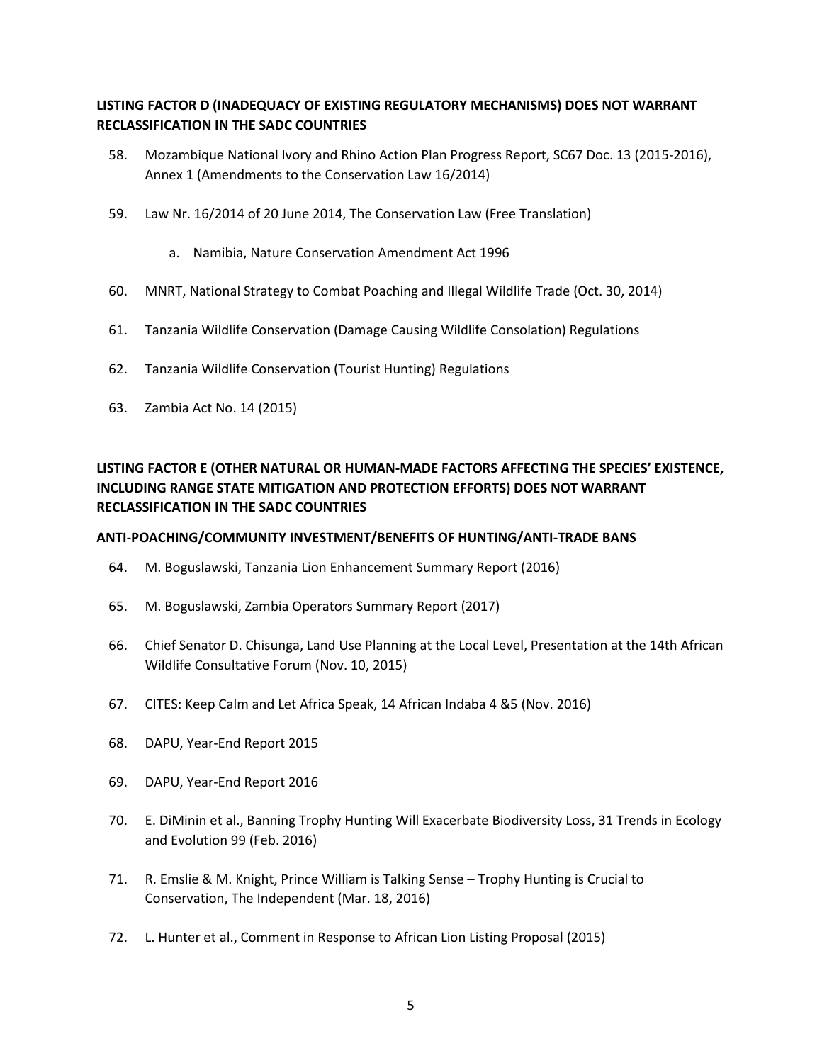**LISTING FACTOR D (INADEQUACY OF EXISTING REGULATORY MECHANISMS) DOES NOT WARRANT RECLASSIFICATION IN THE SADC COUNTRIES**

58. Mozambique National Ivory and Rhino Action Plan Progress Report, SC67 Doc. 13 (2015-2016), Annex 1 (Amendments to the Conservation Law 16/2014)

59. Law Nr. 16/2014 of 20 June 2014, The Conservation Law (Free Translation)

    a. Namibia, Nature Conservation Amendment Act 1996

60. MNRT, National Strategy to Combat Poaching and Illegal Wildlife Trade (Oct. 30, 2014)

61. Tanzania Wildlife Conservation (Damage Causing Wildlife Consolation) Regulations

62. Tanzania Wildlife Conservation (Tourist Hunting) Regulations

63. Zambia Act No. 14 (2015)

**LISTING FACTOR E (OTHER NATURAL OR HUMAN-MADE FACTORS AFFECTING THE SPECIES' EXISTENCE, INCLUDING RANGE STATE MITIGATION AND PROTECTION EFFORTS) DOES NOT WARRANT RECLASSIFICATION IN THE SADC COUNTRIES**

**ANTI-POACHING/COMMUNITY INVESTMENT/BENEFITS OF HUNTING/ANTI-TRADE BANS**

64. M. Boguslawski, Tanzania Lion Enhancement Summary Report (2016)

65. M. Boguslawski, Zambia Operators Summary Report (2017)

66. Chief Senator D. Chisunga, Land Use Planning at the Local Level, Presentation at the 14th African Wildlife Consultative Forum (Nov. 10, 2015)

67. CITES: Keep Calm and Let Africa Speak, 14 African Indaba 4 &5 (Nov. 2016)

68. DAPU, Year-End Report 2015

69. DAPU, Year-End Report 2016

70. E. DiMinin et al., Banning Trophy Hunting Will Exacerbate Biodiversity Loss, 31 Trends in Ecology and Evolution 99 (Feb. 2016)

71. R. Emslie & M. Knight, Prince William is Talking Sense – Trophy Hunting is Crucial to Conservation, The Independent (Mar. 18, 2016)

72. L. Hunter et al., Comment in Response to African Lion Listing Proposal (2015)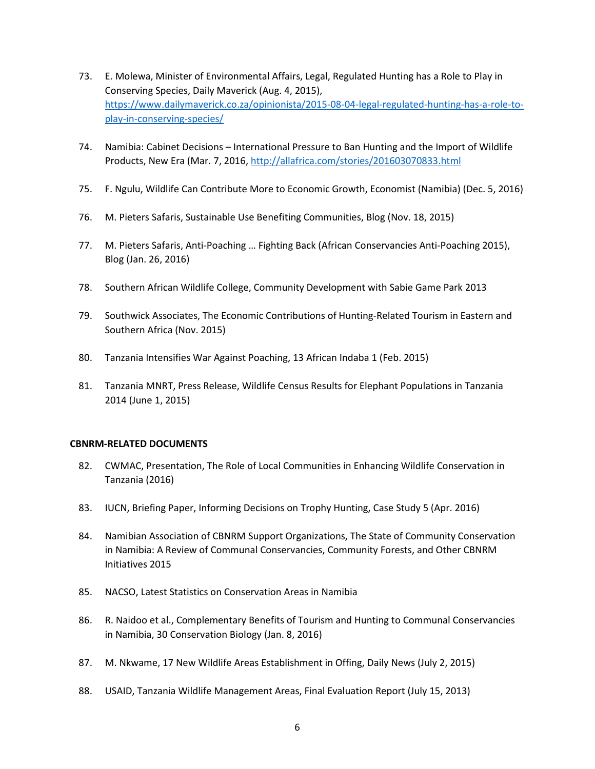73. E. Molewa, Minister of Environmental Affairs, Legal, Regulated Hunting has a Role to Play in Conserving Species, Daily Maverick (Aug. 4, 2015), https://www.dailymaverick.co.za/opinionista/2015-08-04-legal-regulated-hunting-has-a-role-to-play-in-conserving-species/

74. Namibia: Cabinet Decisions – International Pressure to Ban Hunting and the Import of Wildlife Products, New Era (Mar. 7, 2016, http://allafrica.com/stories/201603070833.html

75. F. Ngulu, Wildlife Can Contribute More to Economic Growth, Economist (Namibia) (Dec. 5, 2016)

76. M. Pieters Safaris, Sustainable Use Benefiting Communities, Blog (Nov. 18, 2015)

77. M. Pieters Safaris, Anti-Poaching … Fighting Back (African Conservancies Anti-Poaching 2015), Blog (Jan. 26, 2016)

78. Southern African Wildlife College, Community Development with Sabie Game Park 2013

79. Southwick Associates, The Economic Contributions of Hunting-Related Tourism in Eastern and Southern Africa (Nov. 2015)

80. Tanzania Intensifies War Against Poaching, 13 African Indaba 1 (Feb. 2015)

81. Tanzania MNRT, Press Release, Wildlife Census Results for Elephant Populations in Tanzania 2014 (June 1, 2015)

**CBNRM-RELATED DOCUMENTS**

82. CWMAC, Presentation, The Role of Local Communities in Enhancing Wildlife Conservation in Tanzania (2016)

83. IUCN, Briefing Paper, Informing Decisions on Trophy Hunting, Case Study 5 (Apr. 2016)

84. Namibian Association of CBNRM Support Organizations, The State of Community Conservation in Namibia: A Review of Communal Conservancies, Community Forests, and Other CBNRM Initiatives 2015

85. NACSO, Latest Statistics on Conservation Areas in Namibia

86. R. Naidoo et al., Complementary Benefits of Tourism and Hunting to Communal Conservancies in Namibia, 30 Conservation Biology (Jan. 8, 2016)

87. M. Nkwame, 17 New Wildlife Areas Establishment in Offing, Daily News (July 2, 2015)

88. USAID, Tanzania Wildlife Management Areas, Final Evaluation Report (July 15, 2013)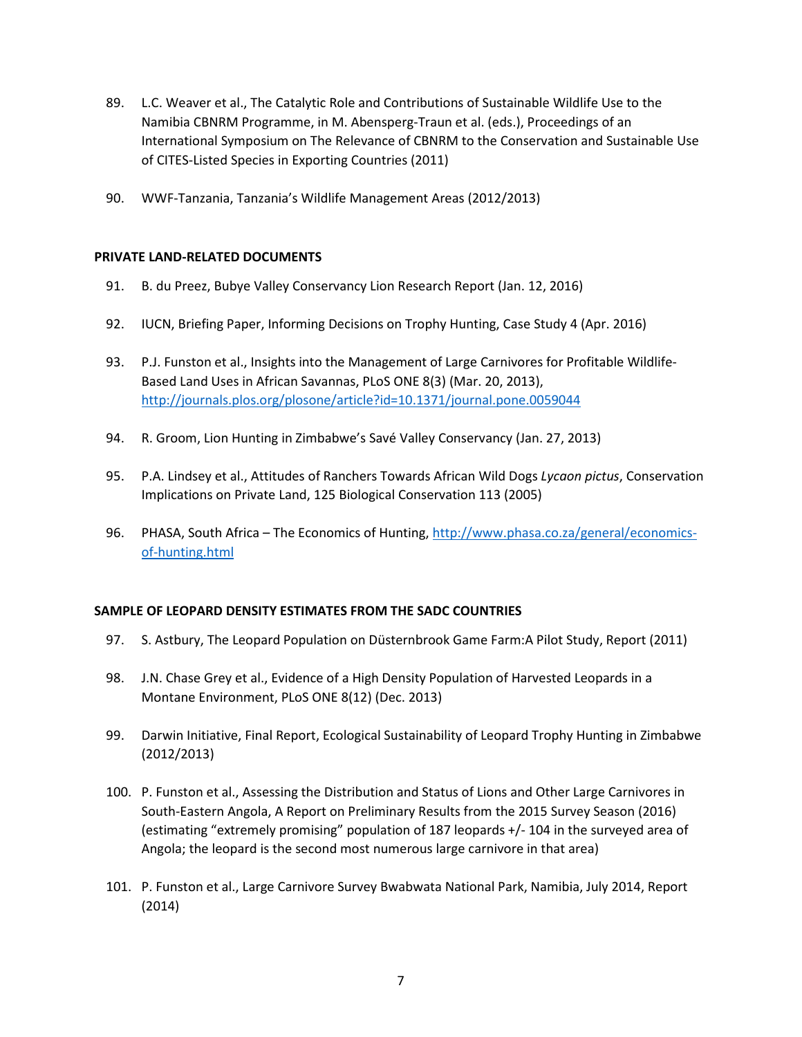89. L.C. Weaver et al., The Catalytic Role and Contributions of Sustainable Wildlife Use to the Namibia CBNRM Programme, in M. Abensperg-Traun et al. (eds.), Proceedings of an International Symposium on The Relevance of CBNRM to the Conservation and Sustainable Use of CITES-Listed Species in Exporting Countries (2011)

90. WWF-Tanzania, Tanzania's Wildlife Management Areas (2012/2013)

**PRIVATE LAND-RELATED DOCUMENTS**

91. B. du Preez, Bubye Valley Conservancy Lion Research Report (Jan. 12, 2016)

92. IUCN, Briefing Paper, Informing Decisions on Trophy Hunting, Case Study 4 (Apr. 2016)

93. P.J. Funston et al., Insights into the Management of Large Carnivores for Profitable Wildlife-Based Land Uses in African Savannas, PLoS ONE 8(3) (Mar. 20, 2013), http://journals.plos.org/plosone/article?id=10.1371/journal.pone.0059044

94. R. Groom, Lion Hunting in Zimbabwe's Savé Valley Conservancy (Jan. 27, 2013)

95. P.A. Lindsey et al., Attitudes of Ranchers Towards African Wild Dogs *Lycaon pictus*, Conservation Implications on Private Land, 125 Biological Conservation 113 (2005)

96. PHASA, South Africa – The Economics of Hunting, http://www.phasa.co.za/general/economics-of-hunting.html

**SAMPLE OF LEOPARD DENSITY ESTIMATES FROM THE SADC COUNTRIES**

97. S. Astbury, The Leopard Population on Düsternbrook Game Farm:A Pilot Study, Report (2011)

98. J.N. Chase Grey et al., Evidence of a High Density Population of Harvested Leopards in a Montane Environment, PLoS ONE 8(12) (Dec. 2013)

99. Darwin Initiative, Final Report, Ecological Sustainability of Leopard Trophy Hunting in Zimbabwe (2012/2013)

100. P. Funston et al., Assessing the Distribution and Status of Lions and Other Large Carnivores in South-Eastern Angola, A Report on Preliminary Results from the 2015 Survey Season (2016) (estimating "extremely promising" population of 187 leopards +/- 104 in the surveyed area of Angola; the leopard is the second most numerous large carnivore in that area)

101. P. Funston et al., Large Carnivore Survey Bwabwata National Park, Namibia, July 2014, Report (2014)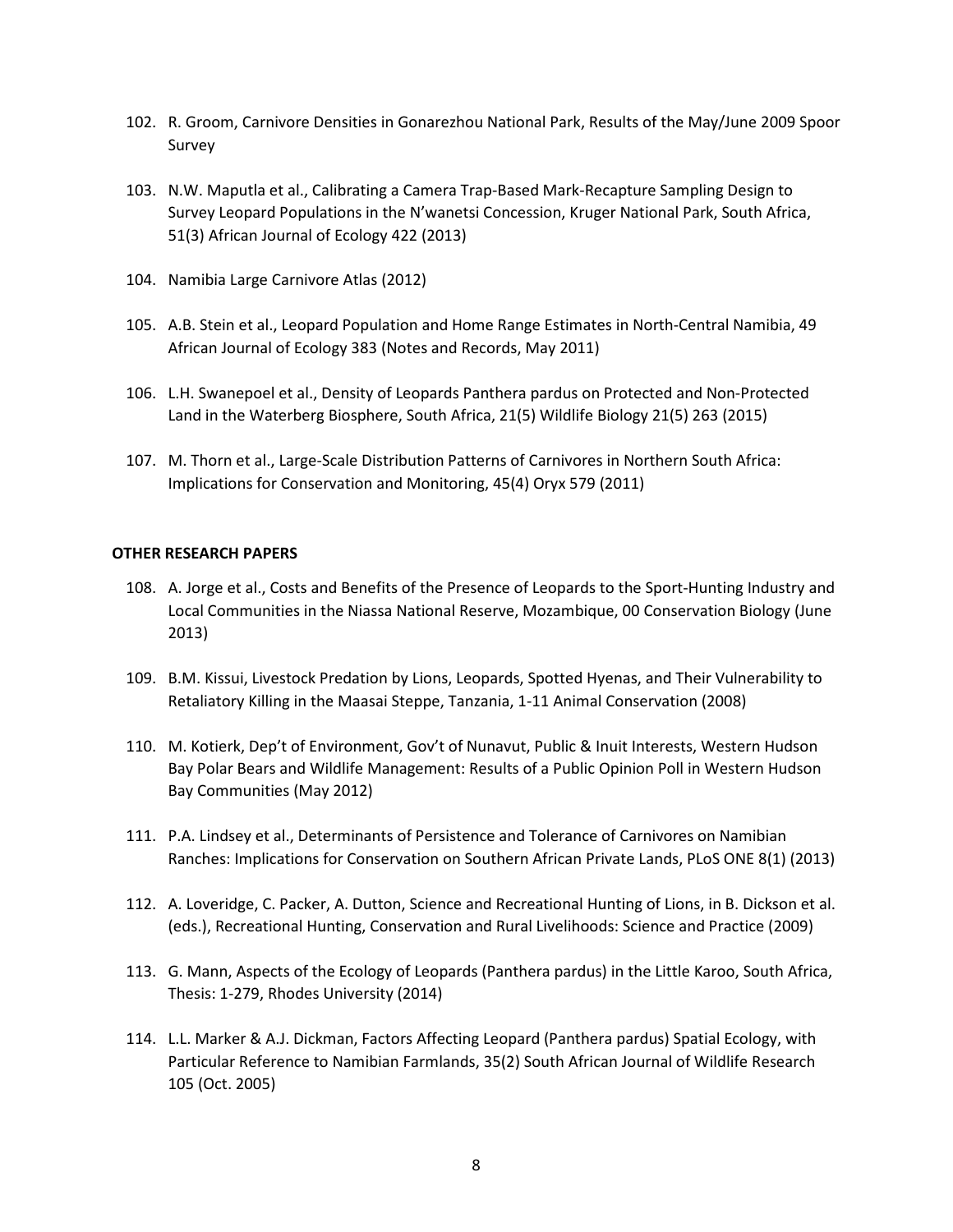102. R. Groom, Carnivore Densities in Gonarezhou National Park, Results of the May/June 2009 Spoor Survey

103. N.W. Maputla et al., Calibrating a Camera Trap-Based Mark-Recapture Sampling Design to Survey Leopard Populations in the N'wanetsi Concession, Kruger National Park, South Africa, 51(3) African Journal of Ecology 422 (2013)

104. Namibia Large Carnivore Atlas (2012)

105. A.B. Stein et al., Leopard Population and Home Range Estimates in North-Central Namibia, 49 African Journal of Ecology 383 (Notes and Records, May 2011)

106. L.H. Swanepoel et al., Density of Leopards Panthera pardus on Protected and Non-Protected Land in the Waterberg Biosphere, South Africa, 21(5) Wildlife Biology 21(5) 263 (2015)

107. M. Thorn et al., Large-Scale Distribution Patterns of Carnivores in Northern South Africa: Implications for Conservation and Monitoring, 45(4) Oryx 579 (2011)

**OTHER RESEARCH PAPERS**

108. A. Jorge et al., Costs and Benefits of the Presence of Leopards to the Sport-Hunting Industry and Local Communities in the Niassa National Reserve, Mozambique, 00 Conservation Biology (June 2013)

109. B.M. Kissui, Livestock Predation by Lions, Leopards, Spotted Hyenas, and Their Vulnerability to Retaliatory Killing in the Maasai Steppe, Tanzania, 1-11 Animal Conservation (2008)

110. M. Kotierk, Dep't of Environment, Gov't of Nunavut, Public & Inuit Interests, Western Hudson Bay Polar Bears and Wildlife Management: Results of a Public Opinion Poll in Western Hudson Bay Communities (May 2012)

111. P.A. Lindsey et al., Determinants of Persistence and Tolerance of Carnivores on Namibian Ranches: Implications for Conservation on Southern African Private Lands, PLoS ONE 8(1) (2013)

112. A. Loveridge, C. Packer, A. Dutton, Science and Recreational Hunting of Lions, in B. Dickson et al. (eds.), Recreational Hunting, Conservation and Rural Livelihoods: Science and Practice (2009)

113. G. Mann, Aspects of the Ecology of Leopards (Panthera pardus) in the Little Karoo, South Africa, Thesis: 1-279, Rhodes University (2014)

114. L.L. Marker & A.J. Dickman, Factors Affecting Leopard (Panthera pardus) Spatial Ecology, with Particular Reference to Namibian Farmlands, 35(2) South African Journal of Wildlife Research 105 (Oct. 2005)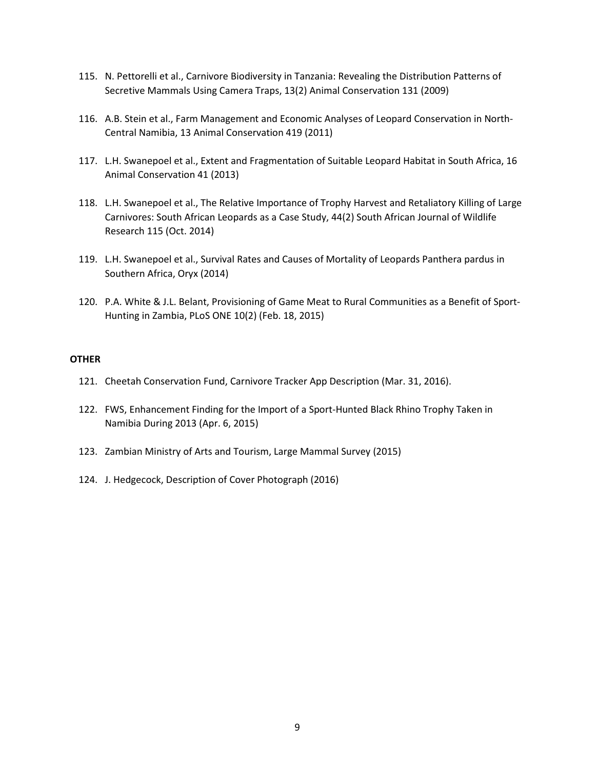115. N. Pettorelli et al., Carnivore Biodiversity in Tanzania: Revealing the Distribution Patterns of Secretive Mammals Using Camera Traps, 13(2) Animal Conservation 131 (2009)

116. A.B. Stein et al., Farm Management and Economic Analyses of Leopard Conservation in North-Central Namibia, 13 Animal Conservation 419 (2011)

117. L.H. Swanepoel et al., Extent and Fragmentation of Suitable Leopard Habitat in South Africa, 16 Animal Conservation 41 (2013)

118. L.H. Swanepoel et al., The Relative Importance of Trophy Harvest and Retaliatory Killing of Large Carnivores: South African Leopards as a Case Study, 44(2) South African Journal of Wildlife Research 115 (Oct. 2014)

119. L.H. Swanepoel et al., Survival Rates and Causes of Mortality of Leopards Panthera pardus in Southern Africa, Oryx (2014)

120. P.A. White & J.L. Belant, Provisioning of Game Meat to Rural Communities as a Benefit of Sport-Hunting in Zambia, PLoS ONE 10(2) (Feb. 18, 2015)

**OTHER**

121. Cheetah Conservation Fund, Carnivore Tracker App Description (Mar. 31, 2016).

122. FWS, Enhancement Finding for the Import of a Sport-Hunted Black Rhino Trophy Taken in Namibia During 2013 (Apr. 6, 2015)

123. Zambian Ministry of Arts and Tourism, Large Mammal Survey (2015)

124. J. Hedgecock, Description of Cover Photograph (2016)